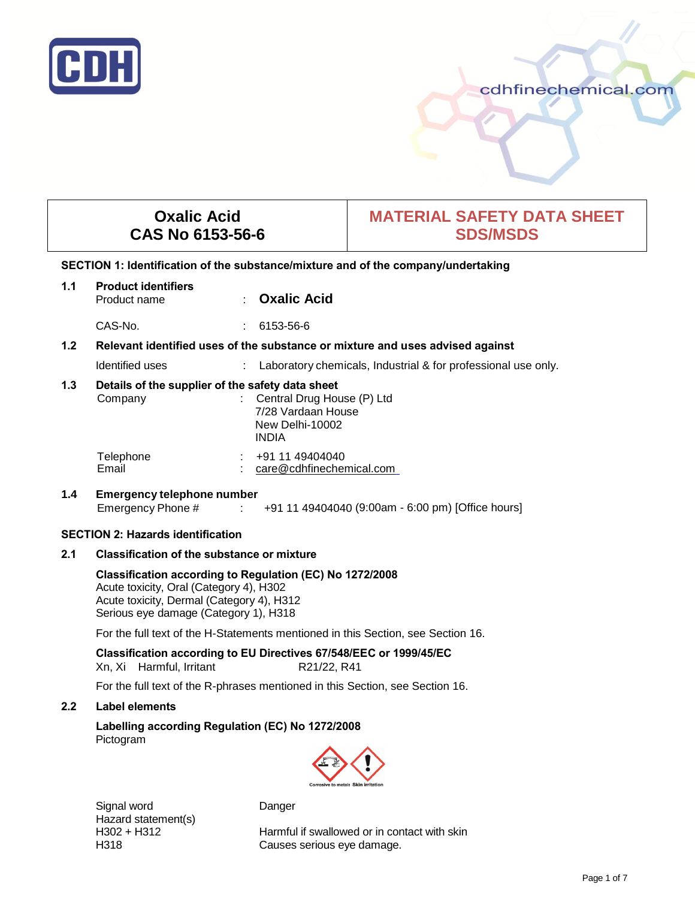# Oxalic Acid
# CAS No 6153-56-6

# MATERIAL SAFETY DATA SHEET
# SDS/MSDS

## SECTION 1: Identification of the substance/mixture and of the company/undertaking

### 1.1 Product identifiers

Product name : **Oxalic Acid**

CAS-No. : 6153-56-6

### 1.2 Relevant identified uses of the substance or mixture and uses advised against

Identified uses : Laboratory chemicals, Industrial & for professional use only.

### 1.3 Details of the supplier of the safety data sheet

Company : Central Drug House (P) Ltd
7/28 Vardaan House
New Delhi-10002
INDIA

Telephone : +91 11 49404040
Email : care@cdhfinechemical.com

### 1.4 Emergency telephone number

Emergency Phone # : +91 11 49404040 (9:00am - 6:00 pm) [Office hours]

## SECTION 2: Hazards identification

### 2.1 Classification of the substance or mixture

**Classification according to Regulation (EC) No 1272/2008**
Acute toxicity, Oral (Category 4), H302
Acute toxicity, Dermal (Category 4), H312
Serious eye damage (Category 1), H318

For the full text of the H-Statements mentioned in this Section, see Section 16.

**Classification according to EU Directives 67/548/EEC or 1999/45/EC**
Xn, Xi Harmful, Irritant R21/22, R41

For the full text of the R-phrases mentioned in this Section, see Section 16.

### 2.2 Label elements

**Labelling according Regulation (EC) No 1272/2008**
Pictogram

Corrosive to metals Skin irritation

Signal word Danger

Hazard statement(s)
H302 + H312 Harmful if swallowed or in contact with skin
H318 Causes serious eye damage.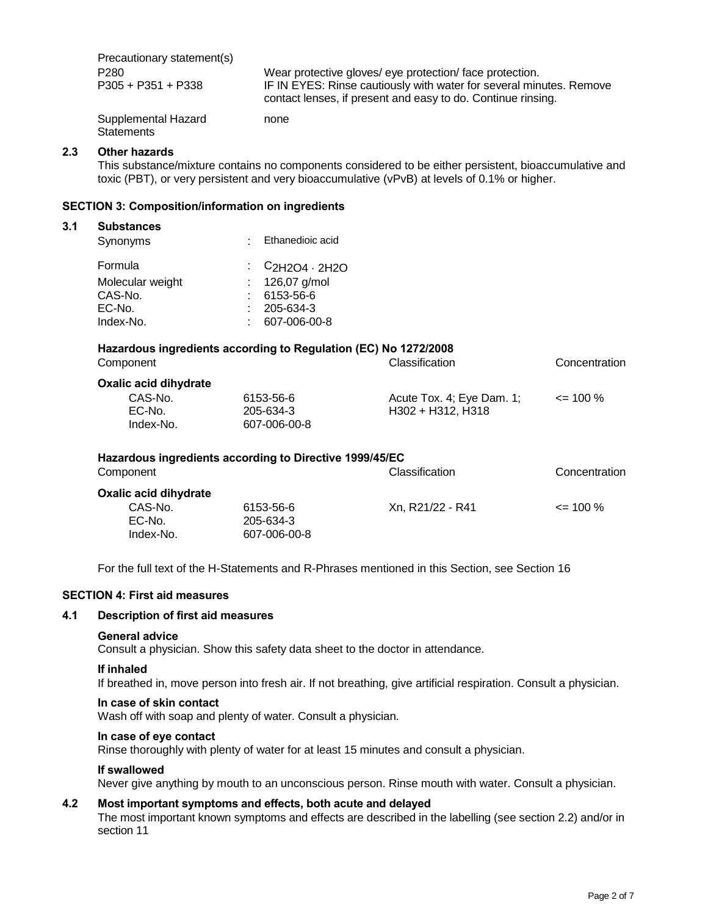Precautionary statement(s)

| | |
|---|---|
| P280 | Wear protective gloves/ eye protection/ face protection. |
| P305 + P351 + P338 | IF IN EYES: Rinse cautiously with water for several minutes. Remove contact lenses, if present and easy to do. Continue rinsing. |
| Supplemental Hazard Statements | none |

### 2.3 Other hazards

This substance/mixture contains no components considered to be either persistent, bioaccumulative and toxic (PBT), or very persistent and very bioaccumulative (vPvB) at levels of 0.1% or higher.

## SECTION 3: Composition/information on ingredients

### 3.1 Substances

| | |
|---|---|
| Synonyms | : Ethanedioic acid |
| Formula | : $C_2H_2O_4 \cdot 2H_2O$ |
| Molecular weight | : 126,07 g/mol |
| CAS-No. | : 6153-56-6 |
| EC-No. | : 205-634-3 |
| Index-No. | : 607-006-00-8 |

**Hazardous ingredients according to Regulation (EC) No 1272/2008**

| Component | | Classification | Concentration |
|---|---|---|---|
| **Oxalic acid dihydrate** | | | |
| CAS-No. | 6153-56-6 | Acute Tox. 4; Eye Dam. 1; | <= 100 % |
| EC-No. | 205-634-3 | H302 + H312, H318 | |
| Index-No. | 607-006-00-8 | | |

**Hazardous ingredients according to Directive 1999/45/EC**

| Component | | Classification | Concentration |
|---|---|---|---|
| **Oxalic acid dihydrate** | | | |
| CAS-No. | 6153-56-6 | Xn, R21/22 - R41 | <= 100 % |
| EC-No. | 205-634-3 | | |
| Index-No. | 607-006-00-8 | | |

For the full text of the H-Statements and R-Phrases mentioned in this Section, see Section 16

## SECTION 4: First aid measures

### 4.1 Description of first aid measures

**General advice**

Consult a physician. Show this safety data sheet to the doctor in attendance.

**If inhaled**

If breathed in, move person into fresh air. If not breathing, give artificial respiration. Consult a physician.

**In case of skin contact**

Wash off with soap and plenty of water. Consult a physician.

**In case of eye contact**

Rinse thoroughly with plenty of water for at least 15 minutes and consult a physician.

**If swallowed**

Never give anything by mouth to an unconscious person. Rinse mouth with water. Consult a physician.

### 4.2 Most important symptoms and effects, both acute and delayed

The most important known symptoms and effects are described in the labelling (see section 2.2) and/or in section 11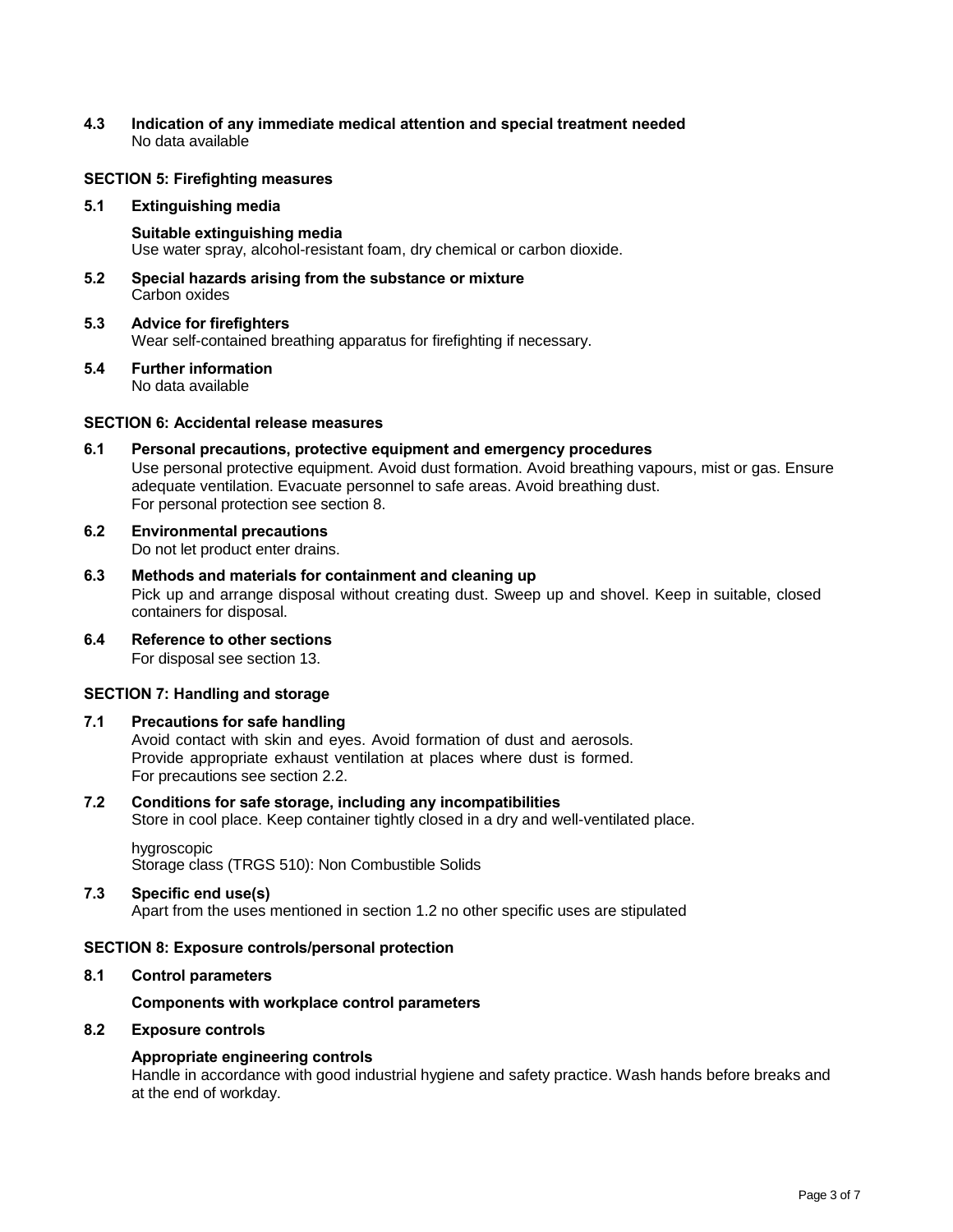**4.3 Indication of any immediate medical attention and special treatment needed**
No data available

## SECTION 5: Firefighting measures

**5.1 Extinguishing media**

**Suitable extinguishing media**
Use water spray, alcohol-resistant foam, dry chemical or carbon dioxide.

**5.2 Special hazards arising from the substance or mixture**
Carbon oxides

**5.3 Advice for firefighters**
Wear self-contained breathing apparatus for firefighting if necessary.

**5.4 Further information**
No data available

## SECTION 6: Accidental release measures

**6.1 Personal precautions, protective equipment and emergency procedures**
Use personal protective equipment. Avoid dust formation. Avoid breathing vapours, mist or gas. Ensure adequate ventilation. Evacuate personnel to safe areas. Avoid breathing dust.
For personal protection see section 8.

**6.2 Environmental precautions**
Do not let product enter drains.

**6.3 Methods and materials for containment and cleaning up**
Pick up and arrange disposal without creating dust. Sweep up and shovel. Keep in suitable, closed containers for disposal.

**6.4 Reference to other sections**
For disposal see section 13.

## SECTION 7: Handling and storage

**7.1 Precautions for safe handling**
Avoid contact with skin and eyes. Avoid formation of dust and aerosols.
Provide appropriate exhaust ventilation at places where dust is formed.
For precautions see section 2.2.

**7.2 Conditions for safe storage, including any incompatibilities**
Store in cool place. Keep container tightly closed in a dry and well-ventilated place.

hygroscopic
Storage class (TRGS 510): Non Combustible Solids

**7.3 Specific end use(s)**
Apart from the uses mentioned in section 1.2 no other specific uses are stipulated

## SECTION 8: Exposure controls/personal protection

**8.1 Control parameters**

**Components with workplace control parameters**

**8.2 Exposure controls**

**Appropriate engineering controls**
Handle in accordance with good industrial hygiene and safety practice. Wash hands before breaks and at the end of workday.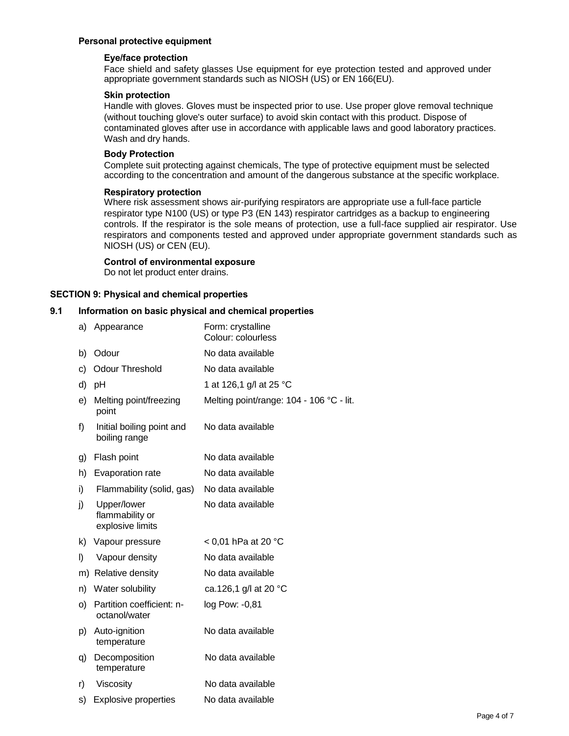**Personal protective equipment**

**Eye/face protection**

Face shield and safety glasses Use equipment for eye protection tested and approved under appropriate government standards such as NIOSH (US) or EN 166(EU).

**Skin protection**

Handle with gloves. Gloves must be inspected prior to use. Use proper glove removal technique (without touching glove's outer surface) to avoid skin contact with this product. Dispose of contaminated gloves after use in accordance with applicable laws and good laboratory practices. Wash and dry hands.

**Body Protection**

Complete suit protecting against chemicals, The type of protective equipment must be selected according to the concentration and amount of the dangerous substance at the specific workplace.

**Respiratory protection**

Where risk assessment shows air-purifying respirators are appropriate use a full-face particle respirator type N100 (US) or type P3 (EN 143) respirator cartridges as a backup to engineering controls. If the respirator is the sole means of protection, use a full-face supplied air respirator. Use respirators and components tested and approved under appropriate government standards such as NIOSH (US) or CEN (EU).

**Control of environmental exposure**

Do not let product enter drains.

## SECTION 9: Physical and chemical properties

### 9.1 Information on basic physical and chemical properties

| | Property | Value |
|---|---|---|
| a) | Appearance | Form: crystalline<br>Colour: colourless |
| b) | Odour | No data available |
| c) | Odour Threshold | No data available |
| d) | pH | 1 at 126,1 g/l at 25 °C |
| e) | Melting point/freezing point | Melting point/range: 104 - 106 °C - lit. |
| f) | Initial boiling point and boiling range | No data available |
| g) | Flash point | No data available |
| h) | Evaporation rate | No data available |
| i) | Flammability (solid, gas) | No data available |
| j) | Upper/lower flammability or explosive limits | No data available |
| k) | Vapour pressure | < 0,01 hPa at 20 °C |
| l) | Vapour density | No data available |
| m) | Relative density | No data available |
| n) | Water solubility | ca.126,1 g/l at 20 °C |
| o) | Partition coefficient: n-octanol/water | log Pow: -0,81 |
| p) | Auto-ignition temperature | No data available |
| q) | Decomposition temperature | No data available |
| r) | Viscosity | No data available |
| s) | Explosive properties | No data available |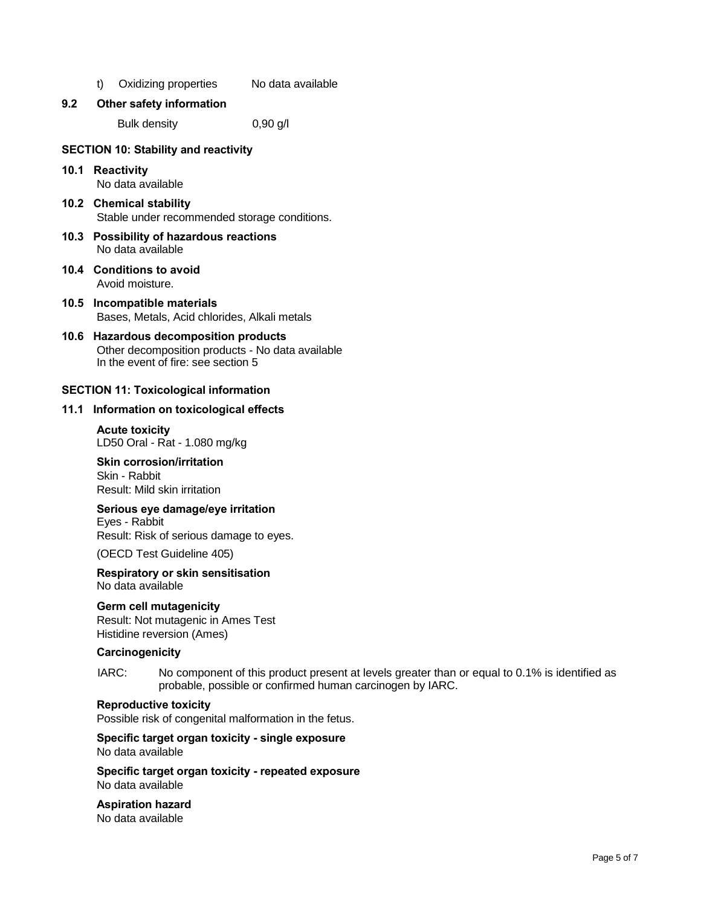t) Oxidizing properties No data available

**9.2 Other safety information**

Bulk density 0,90 g/l

## SECTION 10: Stability and reactivity

**10.1 Reactivity**
No data available

**10.2 Chemical stability**
Stable under recommended storage conditions.

**10.3 Possibility of hazardous reactions**
No data available

**10.4 Conditions to avoid**
Avoid moisture.

**10.5 Incompatible materials**
Bases, Metals, Acid chlorides, Alkali metals

**10.6 Hazardous decomposition products**
Other decomposition products - No data available
In the event of fire: see section 5

## SECTION 11: Toxicological information

**11.1 Information on toxicological effects**

**Acute toxicity**
LD50 Oral - Rat - 1.080 mg/kg

**Skin corrosion/irritation**
Skin - Rabbit
Result: Mild skin irritation

**Serious eye damage/eye irritation**
Eyes - Rabbit
Result: Risk of serious damage to eyes.

(OECD Test Guideline 405)

**Respiratory or skin sensitisation**
No data available

**Germ cell mutagenicity**
Result: Not mutagenic in Ames Test
Histidine reversion (Ames)

**Carcinogenicity**

IARC: No component of this product present at levels greater than or equal to 0.1% is identified as probable, possible or confirmed human carcinogen by IARC.

**Reproductive toxicity**
Possible risk of congenital malformation in the fetus.

**Specific target organ toxicity - single exposure**
No data available

**Specific target organ toxicity - repeated exposure**
No data available

**Aspiration hazard**
No data available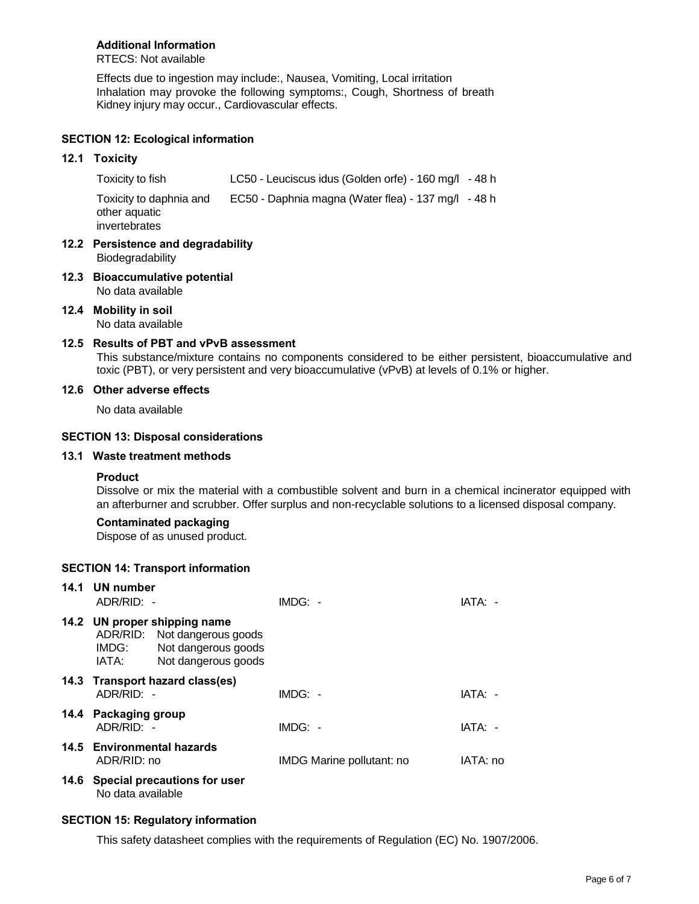**Additional Information**

RTECS: Not available

Effects due to ingestion may include:, Nausea, Vomiting, Local irritation
Inhalation may provoke the following symptoms:, Cough, Shortness of breath
Kidney injury may occur., Cardiovascular effects.

## SECTION 12: Ecological information

### 12.1 Toxicity

| | |
|---|---|
| Toxicity to fish | LC50 - Leuciscus idus (Golden orfe) - 160 mg/l - 48 h |
| Toxicity to daphnia and other aquatic invertebrates | EC50 - Daphnia magna (Water flea) - 137 mg/l - 48 h |

### 12.2 Persistence and degradability

Biodegradability

### 12.3 Bioaccumulative potential

No data available

### 12.4 Mobility in soil

No data available

### 12.5 Results of PBT and vPvB assessment

This substance/mixture contains no components considered to be either persistent, bioaccumulative and toxic (PBT), or very persistent and very bioaccumulative (vPvB) at levels of 0.1% or higher.

### 12.6 Other adverse effects

No data available

## SECTION 13: Disposal considerations

### 13.1 Waste treatment methods

**Product**

Dissolve or mix the material with a combustible solvent and burn in a chemical incinerator equipped with an afterburner and scrubber. Offer surplus and non-recyclable solutions to a licensed disposal company.

**Contaminated packaging**

Dispose of as unused product.

## SECTION 14: Transport information

### 14.1 UN number

ADR/RID: - IMDG: - IATA: -

### 14.2 UN proper shipping name

ADR/RID: Not dangerous goods
IMDG: Not dangerous goods
IATA: Not dangerous goods

### 14.3 Transport hazard class(es)

ADR/RID: - IMDG: - IATA: -

### 14.4 Packaging group

ADR/RID: - IMDG: - IATA: -

### 14.5 Environmental hazards

ADR/RID: no IMDG Marine pollutant: no IATA: no

### 14.6 Special precautions for user

No data available

## SECTION 15: Regulatory information

This safety datasheet complies with the requirements of Regulation (EC) No. 1907/2006.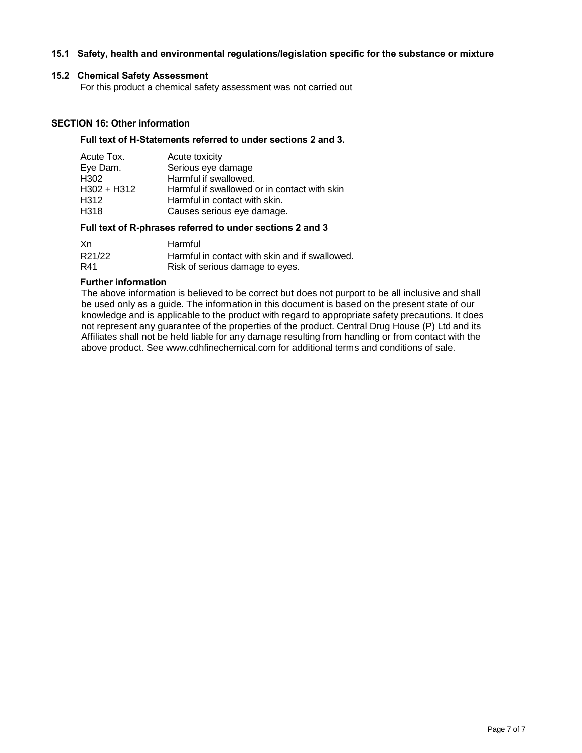### 15.1 Safety, health and environmental regulations/legislation specific for the substance or mixture

### 15.2 Chemical Safety Assessment

For this product a chemical safety assessment was not carried out

## SECTION 16: Other information

**Full text of H-Statements referred to under sections 2 and 3.**

| | |
|---|---|
| Acute Tox. | Acute toxicity |
| Eye Dam. | Serious eye damage |
| H302 | Harmful if swallowed. |
| H302 + H312 | Harmful if swallowed or in contact with skin |
| H312 | Harmful in contact with skin. |
| H318 | Causes serious eye damage. |

**Full text of R-phrases referred to under sections 2 and 3**

| | |
|---|---|
| Xn | Harmful |
| R21/22 | Harmful in contact with skin and if swallowed. |
| R41 | Risk of serious damage to eyes. |

**Further information**

The above information is believed to be correct but does not purport to be all inclusive and shall be used only as a guide. The information in this document is based on the present state of our knowledge and is applicable to the product with regard to appropriate safety precautions. It does not represent any guarantee of the properties of the product. Central Drug House (P) Ltd and its Affiliates shall not be held liable for any damage resulting from handling or from contact with the above product. See www.cdhfinechemical.com for additional terms and conditions of sale.